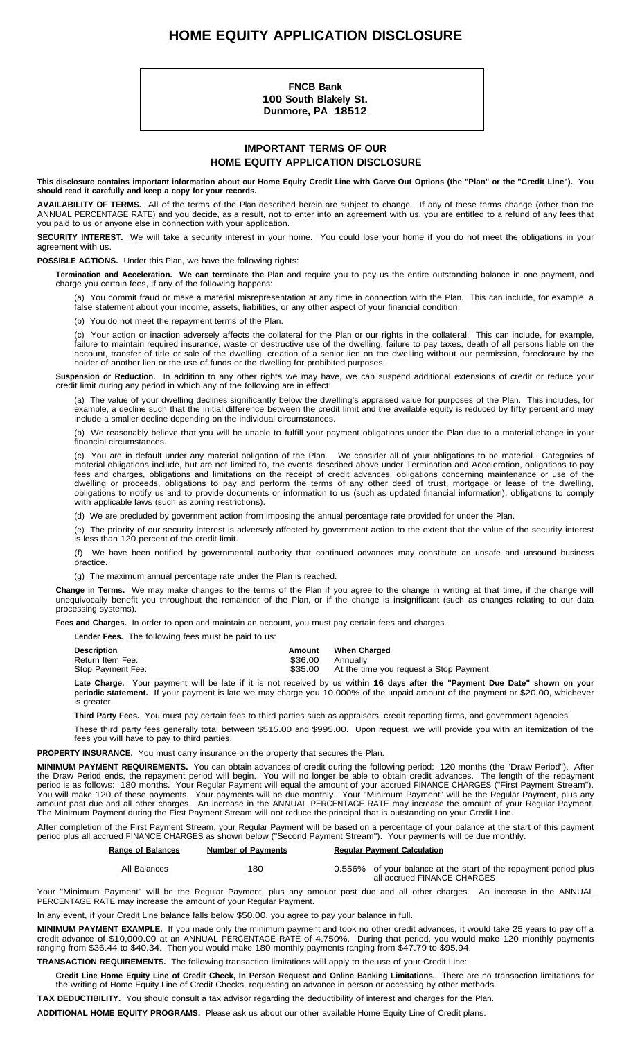# HOME EQUITY APPLICATION DISCLOSURE

**FNCB Bank**
**100 South Blakely St.**
**Dunmore, PA 18512**

## IMPORTANT TERMS OF OUR
## HOME EQUITY APPLICATION DISCLOSURE

**This disclosure contains important information about our Home Equity Credit Line with Carve Out Options (the "Plan" or the "Credit Line"). You should read it carefully and keep a copy for your records.**

**AVAILABILITY OF TERMS.** All of the terms of the Plan described herein are subject to change. If any of these terms change (other than the ANNUAL PERCENTAGE RATE) and you decide, as a result, not to enter into an agreement with us, you are entitled to a refund of any fees that you paid to us or anyone else in connection with your application.

**SECURITY INTEREST.** We will take a security interest in your home. You could lose your home if you do not meet the obligations in your agreement with us.

**POSSIBLE ACTIONS.** Under this Plan, we have the following rights:

**Termination and Acceleration. We can terminate the Plan** and require you to pay us the entire outstanding balance in one payment, and charge you certain fees, if any of the following happens:

(a) You commit fraud or make a material misrepresentation at any time in connection with the Plan. This can include, for example, a false statement about your income, assets, liabilities, or any other aspect of your financial condition.

(b) You do not meet the repayment terms of the Plan.

(c) Your action or inaction adversely affects the collateral for the Plan or our rights in the collateral. This can include, for example, failure to maintain required insurance, waste or destructive use of the dwelling, failure to pay taxes, death of all persons liable on the account, transfer of title or sale of the dwelling, creation of a senior lien on the dwelling without our permission, foreclosure by the holder of another lien or the use of funds or the dwelling for prohibited purposes.

**Suspension or Reduction.** In addition to any other rights we may have, we can suspend additional extensions of credit or reduce your credit limit during any period in which any of the following are in effect:

(a) The value of your dwelling declines significantly below the dwelling's appraised value for purposes of the Plan. This includes, for example, a decline such that the initial difference between the credit limit and the available equity is reduced by fifty percent and may include a smaller decline depending on the individual circumstances.

(b) We reasonably believe that you will be unable to fulfill your payment obligations under the Plan due to a material change in your financial circumstances.

(c) You are in default under any material obligation of the Plan. We consider all of your obligations to be material. Categories of material obligations include, but are not limited to, the events described above under Termination and Acceleration, obligations to pay fees and charges, obligations and limitations on the receipt of credit advances, obligations concerning maintenance or use of the dwelling or proceeds, obligations to pay and perform the terms of any other deed of trust, mortgage or lease of the dwelling, obligations to notify us and to provide documents or information to us (such as updated financial information), obligations to comply with applicable laws (such as zoning restrictions).

(d) We are precluded by government action from imposing the annual percentage rate provided for under the Plan.

(e) The priority of our security interest is adversely affected by government action to the extent that the value of the security interest is less than 120 percent of the credit limit.

(f) We have been notified by governmental authority that continued advances may constitute an unsafe and unsound business practice.

(g) The maximum annual percentage rate under the Plan is reached.

**Change in Terms.** We may make changes to the terms of the Plan if you agree to the change in writing at that time, if the change will unequivocally benefit you throughout the remainder of the Plan, or if the change is insignificant (such as changes relating to our data processing systems).

**Fees and Charges.** In order to open and maintain an account, you must pay certain fees and charges.

**Lender Fees.** The following fees must be paid to us:

| Description | Amount | When Charged |
|---|---|---|
| Return Item Fee: | $36.00 | Annually |
| Stop Payment Fee: | $35.00 | At the time you request a Stop Payment |

**Late Charge.** Your payment will be late if it is not received by us within **16 days after the "Payment Due Date" shown on your periodic statement.** If your payment is late we may charge you 10.000% of the unpaid amount of the payment or $20.00, whichever is greater.

**Third Party Fees.** You must pay certain fees to third parties such as appraisers, credit reporting firms, and government agencies.

These third party fees generally total between $515.00 and $995.00. Upon request, we will provide you with an itemization of the fees you will have to pay to third parties.

**PROPERTY INSURANCE.** You must carry insurance on the property that secures the Plan.

**MINIMUM PAYMENT REQUIREMENTS.** You can obtain advances of credit during the following period: 120 months (the "Draw Period"). After the Draw Period ends, the repayment period will begin. You will no longer be able to obtain credit advances. The length of the repayment period is as follows: 180 months. Your Regular Payment will equal the amount of your accrued FINANCE CHARGES ("First Payment Stream"). You will make 120 of these payments. Your payments will be due monthly. Your "Minimum Payment" will be the Regular Payment, plus any amount past due and all other charges. An increase in the ANNUAL PERCENTAGE RATE may increase the amount of your Regular Payment. The Minimum Payment during the First Payment Stream will not reduce the principal that is outstanding on your Credit Line.

After completion of the First Payment Stream, your Regular Payment will be based on a percentage of your balance at the start of this payment period plus all accrued FINANCE CHARGES as shown below ("Second Payment Stream"). Your payments will be due monthly.

| Range of Balances | Number of Payments | Regular Payment Calculation |
|---|---|---|
| All Balances | 180 | 0.556% of your balance at the start of the repayment period plus all accrued FINANCE CHARGES |

Your "Minimum Payment" will be the Regular Payment, plus any amount past due and all other charges. An increase in the ANNUAL PERCENTAGE RATE may increase the amount of your Regular Payment.

In any event, if your Credit Line balance falls below $50.00, you agree to pay your balance in full.

**MINIMUM PAYMENT EXAMPLE.** If you made only the minimum payment and took no other credit advances, it would take 25 years to pay off a credit advance of $10,000.00 at an ANNUAL PERCENTAGE RATE of 4.750%. During that period, you would make 120 monthly payments ranging from $36.44 to $40.34. Then you would make 180 monthly payments ranging from $47.79 to $95.94.

**TRANSACTION REQUIREMENTS.** The following transaction limitations will apply to the use of your Credit Line:

**Credit Line Home Equity Line of Credit Check, In Person Request and Online Banking Limitations.** There are no transaction limitations for the writing of Home Equity Line of Credit Checks, requesting an advance in person or accessing by other methods.

**TAX DEDUCTIBILITY.** You should consult a tax advisor regarding the deductibility of interest and charges for the Plan.

**ADDITIONAL HOME EQUITY PROGRAMS.** Please ask us about our other available Home Equity Line of Credit plans.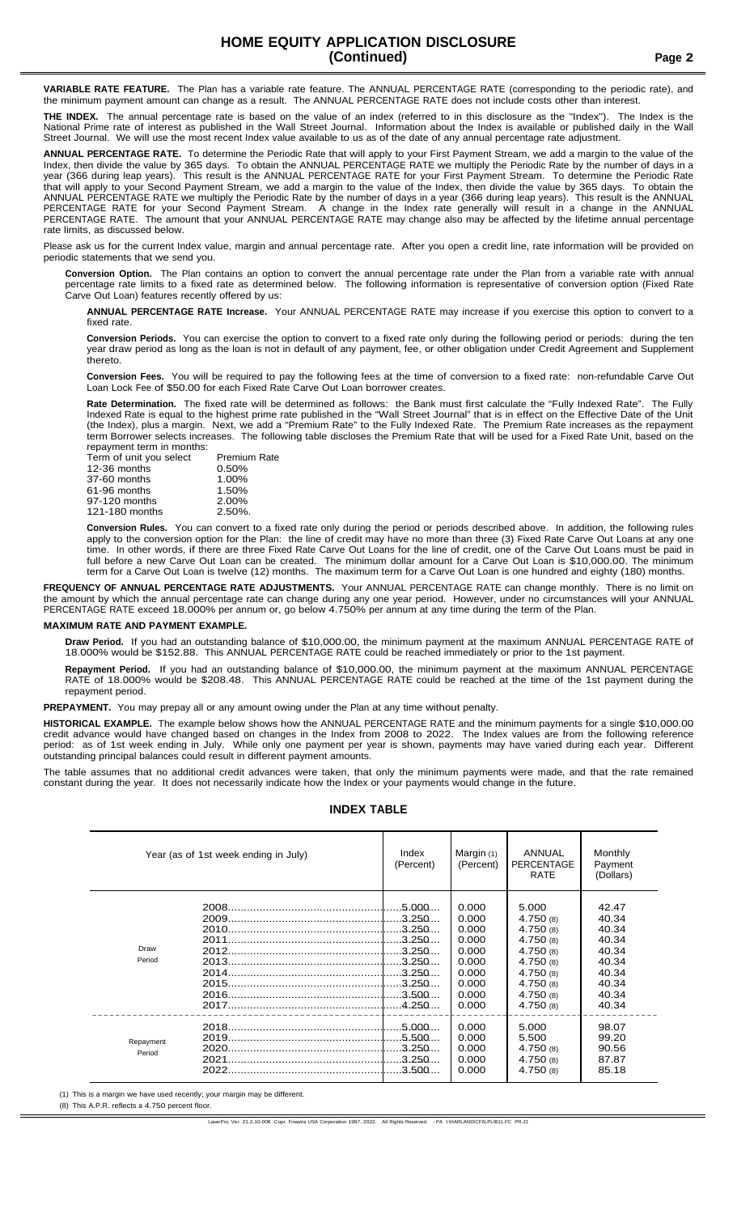# HOME EQUITY APPLICATION DISCLOSURE (Continued)

**VARIABLE RATE FEATURE.** The Plan has a variable rate feature. The ANNUAL PERCENTAGE RATE (corresponding to the periodic rate), and the minimum payment amount can change as a result. The ANNUAL PERCENTAGE RATE does not include costs other than interest.

**THE INDEX.** The annual percentage rate is based on the value of an index (referred to in this disclosure as the "Index"). The Index is the National Prime rate of interest as published in the Wall Street Journal. Information about the Index is available or published daily in the Wall Street Journal. We will use the most recent Index value available to us as of the date of any annual percentage rate adjustment.

**ANNUAL PERCENTAGE RATE.** To determine the Periodic Rate that will apply to your First Payment Stream, we add a margin to the value of the Index, then divide the value by 365 days. To obtain the ANNUAL PERCENTAGE RATE we multiply the Periodic Rate by the number of days in a year (366 during leap years). This result is the ANNUAL PERCENTAGE RATE for your First Payment Stream. To determine the Periodic Rate that will apply to your Second Payment Stream, we add a margin to the value of the Index, then divide the value by 365 days. To obtain the ANNUAL PERCENTAGE RATE we multiply the Periodic Rate by the number of days in a year (366 during leap years). This result is the ANNUAL PERCENTAGE RATE for your Second Payment Stream. A change in the Index rate generally will result in a change in the ANNUAL PERCENTAGE RATE. The amount that your ANNUAL PERCENTAGE RATE may change also may be affected by the lifetime annual percentage rate limits, as discussed below.

Please ask us for the current Index value, margin and annual percentage rate. After you open a credit line, rate information will be provided on periodic statements that we send you.

**Conversion Option.** The Plan contains an option to convert the annual percentage rate under the Plan from a variable rate with annual percentage rate limits to a fixed rate as determined below. The following information is representative of conversion option (Fixed Rate Carve Out Loan) features recently offered by us:

**ANNUAL PERCENTAGE RATE Increase.** Your ANNUAL PERCENTAGE RATE may increase if you exercise this option to convert to a fixed rate.

**Conversion Periods.** You can exercise the option to convert to a fixed rate only during the following period or periods: during the ten year draw period as long as the loan is not in default of any payment, fee, or other obligation under Credit Agreement and Supplement thereto.

**Conversion Fees.** You will be required to pay the following fees at the time of conversion to a fixed rate: non-refundable Carve Out Loan Lock Fee of $50.00 for each Fixed Rate Carve Out Loan borrower creates.

**Rate Determination.** The fixed rate will be determined as follows: the Bank must first calculate the "Fully Indexed Rate". The Fully Indexed Rate is equal to the highest prime rate published in the "Wall Street Journal" that is in effect on the Effective Date of the Unit (the Index), plus a margin. Next, we add a "Premium Rate" to the Fully Indexed Rate. The Premium Rate increases as the repayment term Borrower selects increases. The following table discloses the Premium Rate that will be used for a Fixed Rate Unit, based on the repayment term in months:

| Term of unit you select | Premium Rate |
|---|---|
| 12-36 months | 0.50% |
| 37-60 months | 1.00% |
| 61-96 months | 1.50% |
| 97-120 months | 2.00% |
| 121-180 months | 2.50%. |

**Conversion Rules.** You can convert to a fixed rate only during the period or periods described above. In addition, the following rules apply to the conversion option for the Plan: the line of credit may have no more than three (3) Fixed Rate Carve Out Loans at any one time. In other words, if there are three Fixed Rate Carve Out Loans for the line of credit, one of the Carve Out Loans must be paid in full before a new Carve Out Loan can be created. The minimum dollar amount for a Carve Out Loan is $10,000.00. The minimum term for a Carve Out Loan is twelve (12) months. The maximum term for a Carve Out Loan is one hundred and eighty (180) months.

**FREQUENCY OF ANNUAL PERCENTAGE RATE ADJUSTMENTS.** Your ANNUAL PERCENTAGE RATE can change monthly. There is no limit on the amount by which the annual percentage rate can change during any one year period. However, under no circumstances will your ANNUAL PERCENTAGE RATE exceed 18.000% per annum or, go below 4.750% per annum at any time during the term of the Plan.

**MAXIMUM RATE AND PAYMENT EXAMPLE.**

**Draw Period.** If you had an outstanding balance of $10,000.00, the minimum payment at the maximum ANNUAL PERCENTAGE RATE of 18.000% would be $152.88. This ANNUAL PERCENTAGE RATE could be reached immediately or prior to the 1st payment.

**Repayment Period.** If you had an outstanding balance of $10,000.00, the minimum payment at the maximum ANNUAL PERCENTAGE RATE of 18.000% would be $208.48. This ANNUAL PERCENTAGE RATE could be reached at the time of the 1st payment during the repayment period.

**PREPAYMENT.** You may prepay all or any amount owing under the Plan at any time without penalty.

**HISTORICAL EXAMPLE.** The example below shows how the ANNUAL PERCENTAGE RATE and the minimum payments for a single $10,000.00 credit advance would have changed based on changes in the Index from 2008 to 2022. The Index values are from the following reference period: as of 1st week ending in July. While only one payment per year is shown, payments may have varied during each year. Different outstanding principal balances could result in different payment amounts.

The table assumes that no additional credit advances were taken, that only the minimum payments were made, and that the rate remained constant during the year. It does not necessarily indicate how the Index or your payments would change in the future.

## INDEX TABLE

| | Year (as of 1st week ending in July) | Index (Percent) | Margin (1) (Percent) | ANNUAL PERCENTAGE RATE | Monthly Payment (Dollars) |
|---|---|---|---|---|---|
| Draw Period | 2008 | 5.000 | 0.000 | 5.000 | 42.47 |
| | 2009 | 3.250 | 0.000 | 4.750 (8) | 40.34 |
| | 2010 | 3.250 | 0.000 | 4.750 (8) | 40.34 |
| | 2011 | 3.250 | 0.000 | 4.750 (8) | 40.34 |
| | 2012 | 3.250 | 0.000 | 4.750 (8) | 40.34 |
| | 2013 | 3.250 | 0.000 | 4.750 (8) | 40.34 |
| | 2014 | 3.250 | 0.000 | 4.750 (8) | 40.34 |
| | 2015 | 3.250 | 0.000 | 4.750 (8) | 40.34 |
| | 2016 | 3.500 | 0.000 | 4.750 (8) | 40.34 |
| | 2017 | 4.250 | 0.000 | 4.750 (8) | 40.34 |
| Repayment Period | 2018 | 5.000 | 0.000 | 5.000 | 98.07 |
| | 2019 | 5.500 | 0.000 | 5.500 | 99.20 |
| | 2020 | 3.250 | 0.000 | 4.750 (8) | 90.56 |
| | 2021 | 3.250 | 0.000 | 4.750 (8) | 87.87 |
| | 2022 | 3.500 | 0.000 | 4.750 (8) | 85.18 |

(1) This is a margin we have used recently; your margin may be different.

(8) This A.P.R. reflects a 4.750 percent floor.